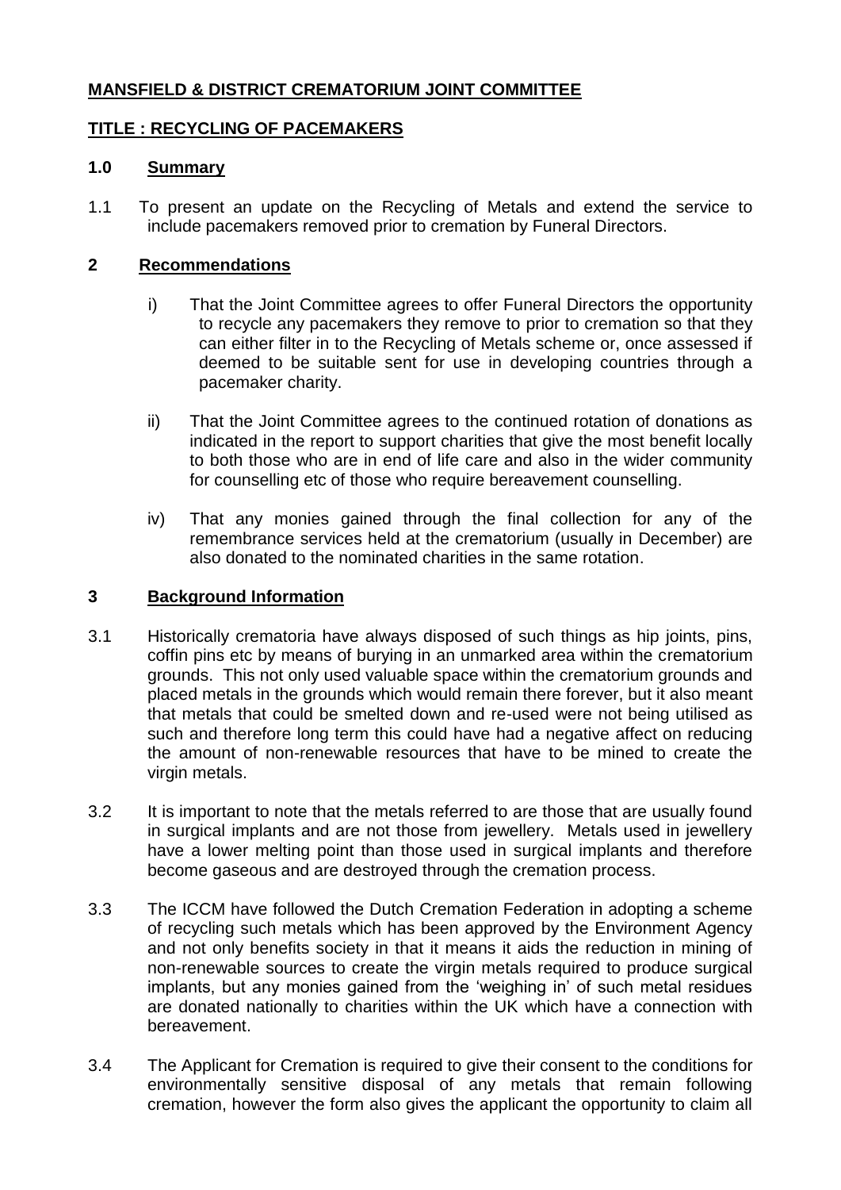# MANSFIELD & DISTRICT CREMATORIUM JOINT COMMITTEE

## TITLE : RECYCLING OF PACEMAKERS

### 1.0 Summary

1.1 To present an update on the Recycling of Metals and extend the service to include pacemakers removed prior to cremation by Funeral Directors.

### 2 Recommendations

i) That the Joint Committee agrees to offer Funeral Directors the opportunity to recycle any pacemakers they remove to prior to cremation so that they can either filter in to the Recycling of Metals scheme or, once assessed if deemed to be suitable sent for use in developing countries through a pacemaker charity.

ii) That the Joint Committee agrees to the continued rotation of donations as indicated in the report to support charities that give the most benefit locally to both those who are in end of life care and also in the wider community for counselling etc of those who require bereavement counselling.

iv) That any monies gained through the final collection for any of the remembrance services held at the crematorium (usually in December) are also donated to the nominated charities in the same rotation.

### 3 Background Information

3.1 Historically crematoria have always disposed of such things as hip joints, pins, coffin pins etc by means of burying in an unmarked area within the crematorium grounds. This not only used valuable space within the crematorium grounds and placed metals in the grounds which would remain there forever, but it also meant that metals that could be smelted down and re-used were not being utilised as such and therefore long term this could have had a negative affect on reducing the amount of non-renewable resources that have to be mined to create the virgin metals.

3.2 It is important to note that the metals referred to are those that are usually found in surgical implants and are not those from jewellery. Metals used in jewellery have a lower melting point than those used in surgical implants and therefore become gaseous and are destroyed through the cremation process.

3.3 The ICCM have followed the Dutch Cremation Federation in adopting a scheme of recycling such metals which has been approved by the Environment Agency and not only benefits society in that it means it aids the reduction in mining of non-renewable sources to create the virgin metals required to produce surgical implants, but any monies gained from the 'weighing in' of such metal residues are donated nationally to charities within the UK which have a connection with bereavement.

3.4 The Applicant for Cremation is required to give their consent to the conditions for environmentally sensitive disposal of any metals that remain following cremation, however the form also gives the applicant the opportunity to claim all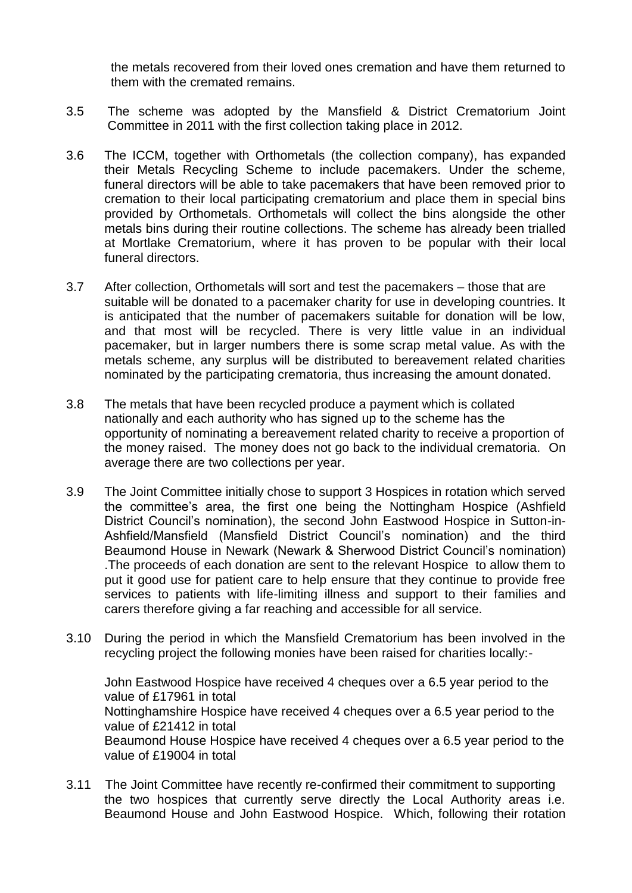the metals recovered from their loved ones cremation and have them returned to them with the cremated remains.

3.5 The scheme was adopted by the Mansfield & District Crematorium Joint Committee in 2011 with the first collection taking place in 2012.

3.6 The ICCM, together with Orthometals (the collection company), has expanded their Metals Recycling Scheme to include pacemakers. Under the scheme, funeral directors will be able to take pacemakers that have been removed prior to cremation to their local participating crematorium and place them in special bins provided by Orthometals. Orthometals will collect the bins alongside the other metals bins during their routine collections. The scheme has already been trialled at Mortlake Crematorium, where it has proven to be popular with their local funeral directors.

3.7 After collection, Orthometals will sort and test the pacemakers – those that are suitable will be donated to a pacemaker charity for use in developing countries. It is anticipated that the number of pacemakers suitable for donation will be low, and that most will be recycled. There is very little value in an individual pacemaker, but in larger numbers there is some scrap metal value. As with the metals scheme, any surplus will be distributed to bereavement related charities nominated by the participating crematoria, thus increasing the amount donated.

3.8 The metals that have been recycled produce a payment which is collated nationally and each authority who has signed up to the scheme has the opportunity of nominating a bereavement related charity to receive a proportion of the money raised. The money does not go back to the individual crematoria. On average there are two collections per year.

3.9 The Joint Committee initially chose to support 3 Hospices in rotation which served the committee's area, the first one being the Nottingham Hospice (Ashfield District Council's nomination), the second John Eastwood Hospice in Sutton-in-Ashfield/Mansfield (Mansfield District Council's nomination) and the third Beaumond House in Newark (Newark & Sherwood District Council's nomination) .The proceeds of each donation are sent to the relevant Hospice to allow them to put it good use for patient care to help ensure that they continue to provide free services to patients with life-limiting illness and support to their families and carers therefore giving a far reaching and accessible for all service.

3.10 During the period in which the Mansfield Crematorium has been involved in the recycling project the following monies have been raised for charities locally:-

John Eastwood Hospice have received 4 cheques over a 6.5 year period to the value of £17961 in total
Nottinghamshire Hospice have received 4 cheques over a 6.5 year period to the value of £21412 in total
Beaumond House Hospice have received 4 cheques over a 6.5 year period to the value of £19004 in total

3.11 The Joint Committee have recently re-confirmed their commitment to supporting the two hospices that currently serve directly the Local Authority areas i.e. Beaumond House and John Eastwood Hospice. Which, following their rotation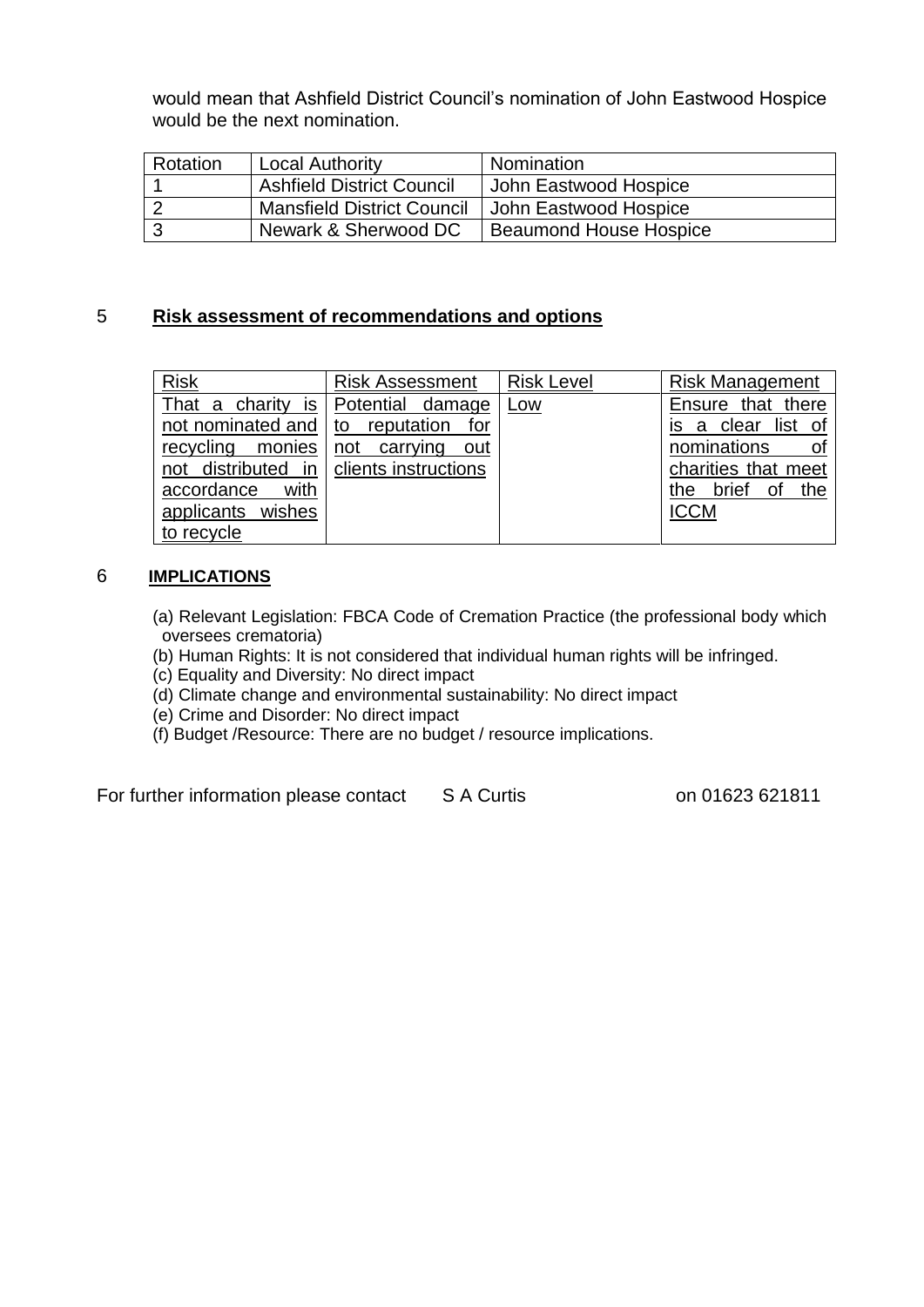would mean that Ashfield District Council's nomination of John Eastwood Hospice would be the next nomination.

| Rotation | Local Authority | Nomination |
|---|---|---|
| 1 | Ashfield District Council | John Eastwood Hospice |
| 2 | Mansfield District Council | John Eastwood Hospice |
| 3 | Newark & Sherwood DC | Beaumond House Hospice |

## 5 Risk assessment of recommendations and options

| Risk | Risk Assessment | Risk Level | Risk Management |
|---|---|---|---|
| That a charity is not nominated and recycling monies not distributed in accordance with applicants wishes to recycle | Potential damage to reputation for not carrying out clients instructions | Low | Ensure that there is a clear list of nominations of charities that meet the brief of the ICCM |

## 6 IMPLICATIONS

(a) Relevant Legislation: FBCA Code of Cremation Practice (the professional body which oversees crematoria)
(b) Human Rights: It is not considered that individual human rights will be infringed.
(c) Equality and Diversity: No direct impact
(d) Climate change and environmental sustainability: No direct impact
(e) Crime and Disorder: No direct impact
(f) Budget /Resource: There are no budget / resource implications.

For further information please contact S A Curtis on 01623 621811